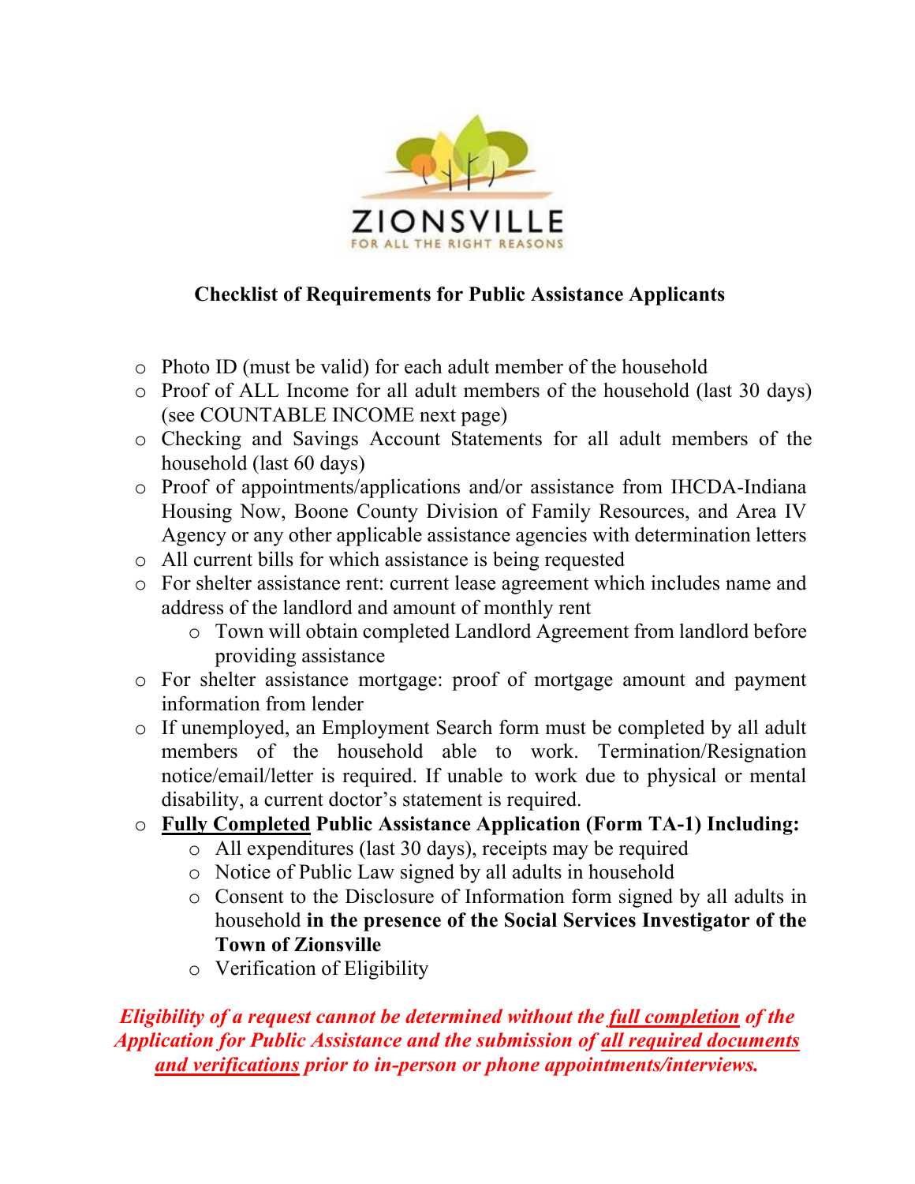ZIONSVILLE

FOR ALL THE RIGHT REASONS

## Checklist of Requirements for Public Assistance Applicants

- Photo ID (must be valid) for each adult member of the household
- Proof of ALL Income for all adult members of the household (last 30 days) (see COUNTABLE INCOME next page)
- Checking and Savings Account Statements for all adult members of the household (last 60 days)
- Proof of appointments/applications and/or assistance from IHCDA-Indiana Housing Now, Boone County Division of Family Resources, and Area IV Agency or any other applicable assistance agencies with determination letters
- All current bills for which assistance is being requested
- For shelter assistance rent: current lease agreement which includes name and address of the landlord and amount of monthly rent
    - Town will obtain completed Landlord Agreement from landlord before providing assistance
- For shelter assistance mortgage: proof of mortgage amount and payment information from lender
- If unemployed, an Employment Search form must be completed by all adult members of the household able to work. Termination/Resignation notice/email/letter is required. If unable to work due to physical or mental disability, a current doctor's statement is required.
- **Fully Completed Public Assistance Application (Form TA-1) Including:**
    - All expenditures (last 30 days), receipts may be required
    - Notice of Public Law signed by all adults in household
    - Consent to the Disclosure of Information form signed by all adults in household **in the presence of the Social Services Investigator of the Town of Zionsville**
    - Verification of Eligibility

***Eligibility of a request cannot be determined without the full completion of the Application for Public Assistance and the submission of all required documents and verifications prior to in-person or phone appointments/interviews.***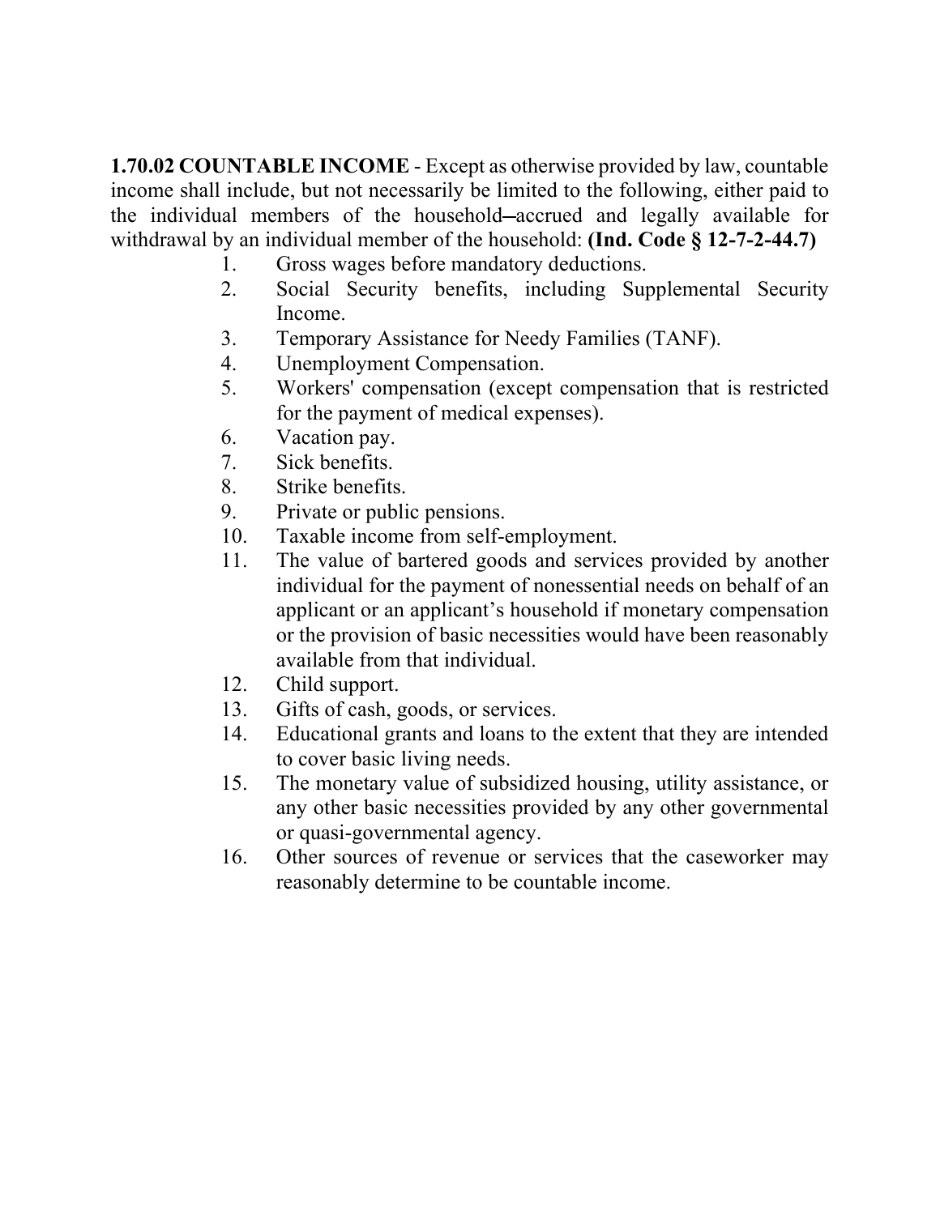**1.70.02 COUNTABLE INCOME** - Except as otherwise provided by law, countable income shall include, but not necessarily be limited to the following, either paid to the individual members of the household–accrued and legally available for withdrawal by an individual member of the household: **(Ind. Code § 12-7-2-44.7)**

1. Gross wages before mandatory deductions.
2. Social Security benefits, including Supplemental Security Income.
3. Temporary Assistance for Needy Families (TANF).
4. Unemployment Compensation.
5. Workers' compensation (except compensation that is restricted for the payment of medical expenses).
6. Vacation pay.
7. Sick benefits.
8. Strike benefits.
9. Private or public pensions.
10. Taxable income from self-employment.
11. The value of bartered goods and services provided by another individual for the payment of nonessential needs on behalf of an applicant or an applicant's household if monetary compensation or the provision of basic necessities would have been reasonably available from that individual.
12. Child support.
13. Gifts of cash, goods, or services.
14. Educational grants and loans to the extent that they are intended to cover basic living needs.
15. The monetary value of subsidized housing, utility assistance, or any other basic necessities provided by any other governmental or quasi-governmental agency.
16. Other sources of revenue or services that the caseworker may reasonably determine to be countable income.